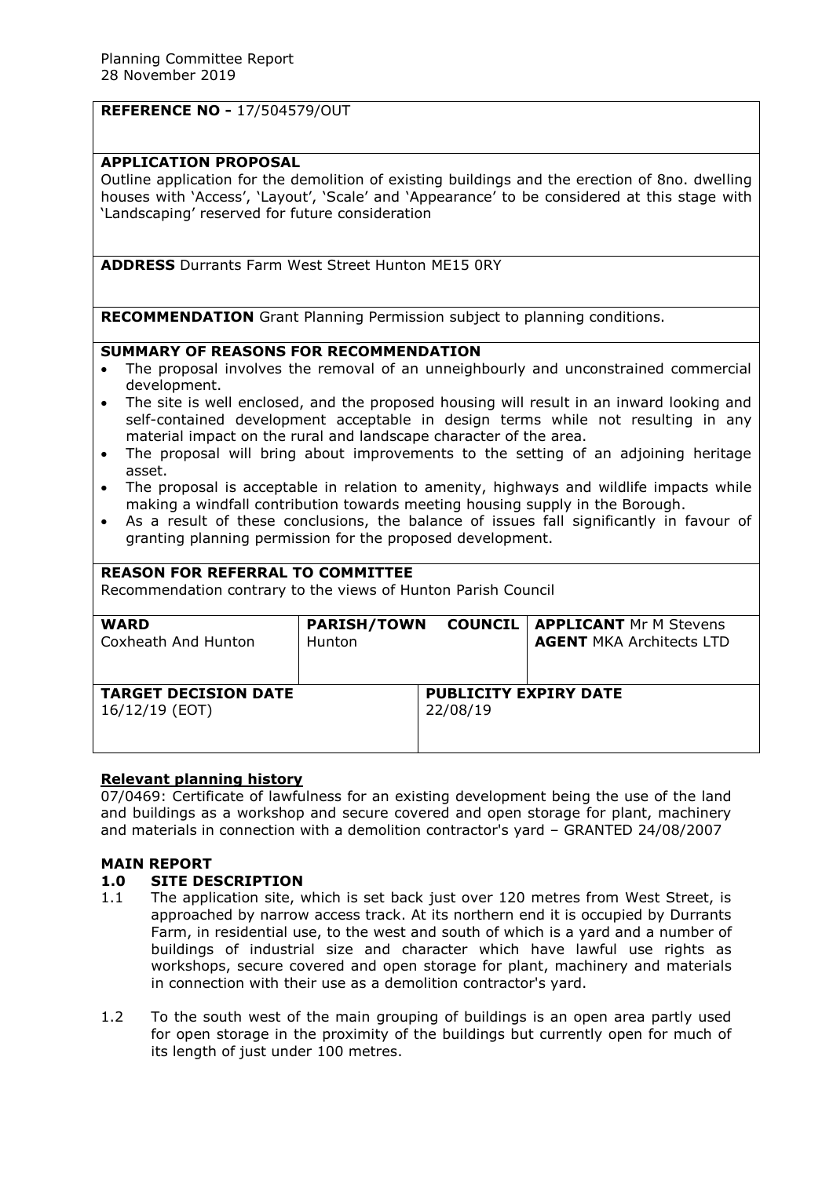Planning Committee Report
28 November 2019

**REFERENCE NO -** 17/504579/OUT

**APPLICATION PROPOSAL**
Outline application for the demolition of existing buildings and the erection of 8no. dwelling houses with 'Access', 'Layout', 'Scale' and 'Appearance' to be considered at this stage with 'Landscaping' reserved for future consideration

**ADDRESS** Durrants Farm West Street Hunton ME15 0RY

**RECOMMENDATION** Grant Planning Permission subject to planning conditions.

**SUMMARY OF REASONS FOR RECOMMENDATION**

- The proposal involves the removal of an unneighbourly and unconstrained commercial development.
- The site is well enclosed, and the proposed housing will result in an inward looking and self-contained development acceptable in design terms while not resulting in any material impact on the rural and landscape character of the area.
- The proposal will bring about improvements to the setting of an adjoining heritage asset.
- The proposal is acceptable in relation to amenity, highways and wildlife impacts while making a windfall contribution towards meeting housing supply in the Borough.
- As a result of these conclusions, the balance of issues fall significantly in favour of granting planning permission for the proposed development.

**REASON FOR REFERRAL TO COMMITTEE**
Recommendation contrary to the views of Hunton Parish Council

| **WARD** Coxheath And Hunton | **PARISH/TOWN COUNCIL** Hunton | **APPLICANT** Mr M Stevens **AGENT** MKA Architects LTD |
|---|---|---|
| **TARGET DATE DECISION** 16/12/19 (EOT) | **PUBLICITY EXPIRY DATE** 22/08/19 | |

**Relevant planning history**

07/0469: Certificate of lawfulness for an existing development being the use of the land and buildings as a workshop and secure covered and open storage for plant, machinery and materials in connection with a demolition contractor's yard – GRANTED 24/08/2007

## MAIN REPORT

### 1.0 SITE DESCRIPTION

1.1 The application site, which is set back just over 120 metres from West Street, is approached by narrow access track. At its northern end it is occupied by Durrants Farm, in residential use, to the west and south of which is a yard and a number of buildings of industrial size and character which have lawful use rights as workshops, secure covered and open storage for plant, machinery and materials in connection with their use as a demolition contractor's yard.

1.2 To the south west of the main grouping of buildings is an open area partly used for open storage in the proximity of the buildings but currently open for much of its length of just under 100 metres.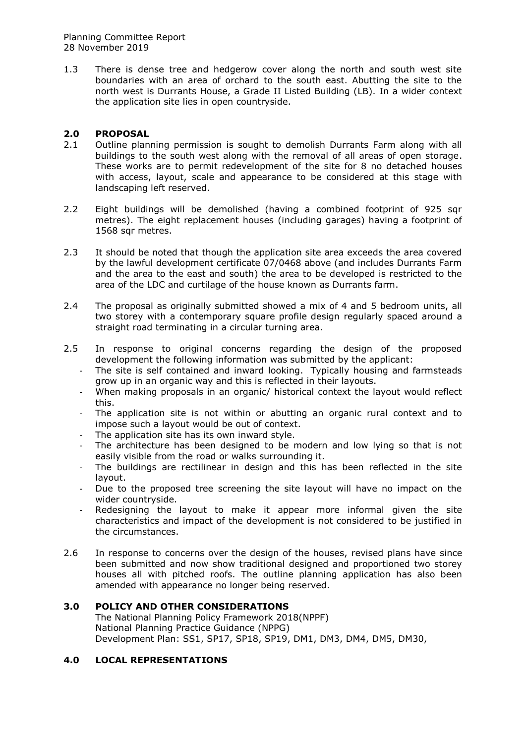1.3 There is dense tree and hedgerow cover along the north and south west site boundaries with an area of orchard to the south east. Abutting the site to the north west is Durrants House, a Grade II Listed Building (LB). In a wider context the application site lies in open countryside.

## 2.0 PROPOSAL

2.1 Outline planning permission is sought to demolish Durrants Farm along with all buildings to the south west along with the removal of all areas of open storage. These works are to permit redevelopment of the site for 8 no detached houses with access, layout, scale and appearance to be considered at this stage with landscaping left reserved.

2.2 Eight buildings will be demolished (having a combined footprint of 925 sqr metres). The eight replacement houses (including garages) having a footprint of 1568 sqr metres.

2.3 It should be noted that though the application site area exceeds the area covered by the lawful development certificate 07/0468 above (and includes Durrants Farm and the area to the east and south) the area to be developed is restricted to the area of the LDC and curtilage of the house known as Durrants farm.

2.4 The proposal as originally submitted showed a mix of 4 and 5 bedroom units, all two storey with a contemporary square profile design regularly spaced around a straight road terminating in a circular turning area.

2.5 In response to original concerns regarding the design of the proposed development the following information was submitted by the applicant:

- The site is self contained and inward looking. Typically housing and farmsteads grow up in an organic way and this is reflected in their layouts.
- When making proposals in an organic/ historical context the layout would reflect this.
- The application site is not within or abutting an organic rural context and to impose such a layout would be out of context.
- The application site has its own inward style.
- The architecture has been designed to be modern and low lying so that is not easily visible from the road or walks surrounding it.
- The buildings are rectilinear in design and this has been reflected in the site layout.
- Due to the proposed tree screening the site layout will have no impact on the wider countryside.
- Redesigning the layout to make it appear more informal given the site characteristics and impact of the development is not considered to be justified in the circumstances.

2.6 In response to concerns over the design of the houses, revised plans have since been submitted and now show traditional designed and proportioned two storey houses all with pitched roofs. The outline planning application has also been amended with appearance no longer being reserved.

## 3.0 POLICY AND OTHER CONSIDERATIONS

The National Planning Policy Framework 2018(NPPF)
National Planning Practice Guidance (NPPG)
Development Plan: SS1, SP17, SP18, SP19, DM1, DM3, DM4, DM5, DM30,

## 4.0 LOCAL REPRESENTATIONS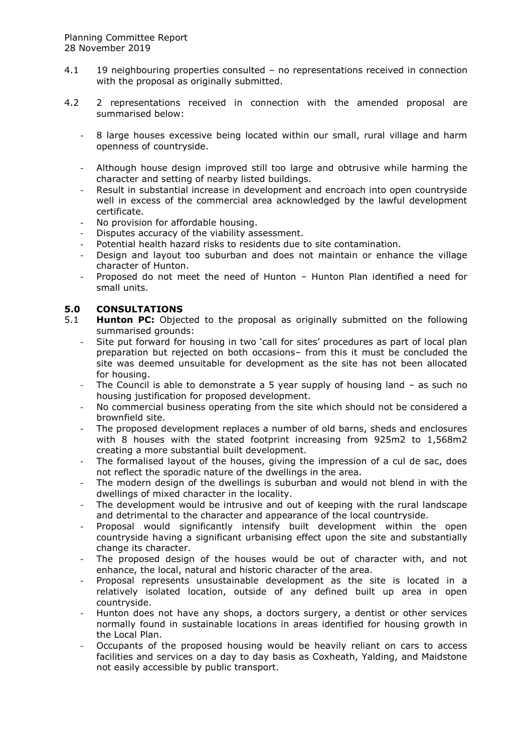4.1 19 neighbouring properties consulted – no representations received in connection with the proposal as originally submitted.

4.2 2 representations received in connection with the amended proposal are summarised below:

- 8 large houses excessive being located within our small, rural village and harm openness of countryside.
- Although house design improved still too large and obtrusive while harming the character and setting of nearby listed buildings.
- Result in substantial increase in development and encroach into open countryside well in excess of the commercial area acknowledged by the lawful development certificate.
- No provision for affordable housing.
- Disputes accuracy of the viability assessment.
- Potential health hazard risks to residents due to site contamination.
- Design and layout too suburban and does not maintain or enhance the village character of Hunton.
- Proposed do not meet the need of Hunton – Hunton Plan identified a need for small units.

## 5.0 CONSULTATIONS

5.1 **Hunton PC:** Objected to the proposal as originally submitted on the following summarised grounds:

- Site put forward for housing in two 'call for sites' procedures as part of local plan preparation but rejected on both occasions– from this it must be concluded the site was deemed unsuitable for development as the site has not been allocated for housing.
- The Council is able to demonstrate a 5 year supply of housing land – as such no housing justification for proposed development.
- No commercial business operating from the site which should not be considered a brownfield site.
- The proposed development replaces a number of old barns, sheds and enclosures with 8 houses with the stated footprint increasing from 925m2 to 1,568m2 creating a more substantial built development.
- The formalised layout of the houses, giving the impression of a cul de sac, does not reflect the sporadic nature of the dwellings in the area.
- The modern design of the dwellings is suburban and would not blend in with the dwellings of mixed character in the locality.
- The development would be intrusive and out of keeping with the rural landscape and detrimental to the character and appearance of the local countryside.
- Proposal would significantly intensify built development within the open countryside having a significant urbanising effect upon the site and substantially change its character.
- The proposed design of the houses would be out of character with, and not enhance, the local, natural and historic character of the area.
- Proposal represents unsustainable development as the site is located in a relatively isolated location, outside of any defined built up area in open countryside.
- Hunton does not have any shops, a doctors surgery, a dentist or other services normally found in sustainable locations in areas identified for housing growth in the Local Plan.
- Occupants of the proposed housing would be heavily reliant on cars to access facilities and services on a day to day basis as Coxheath, Yalding, and Maidstone not easily accessible by public transport.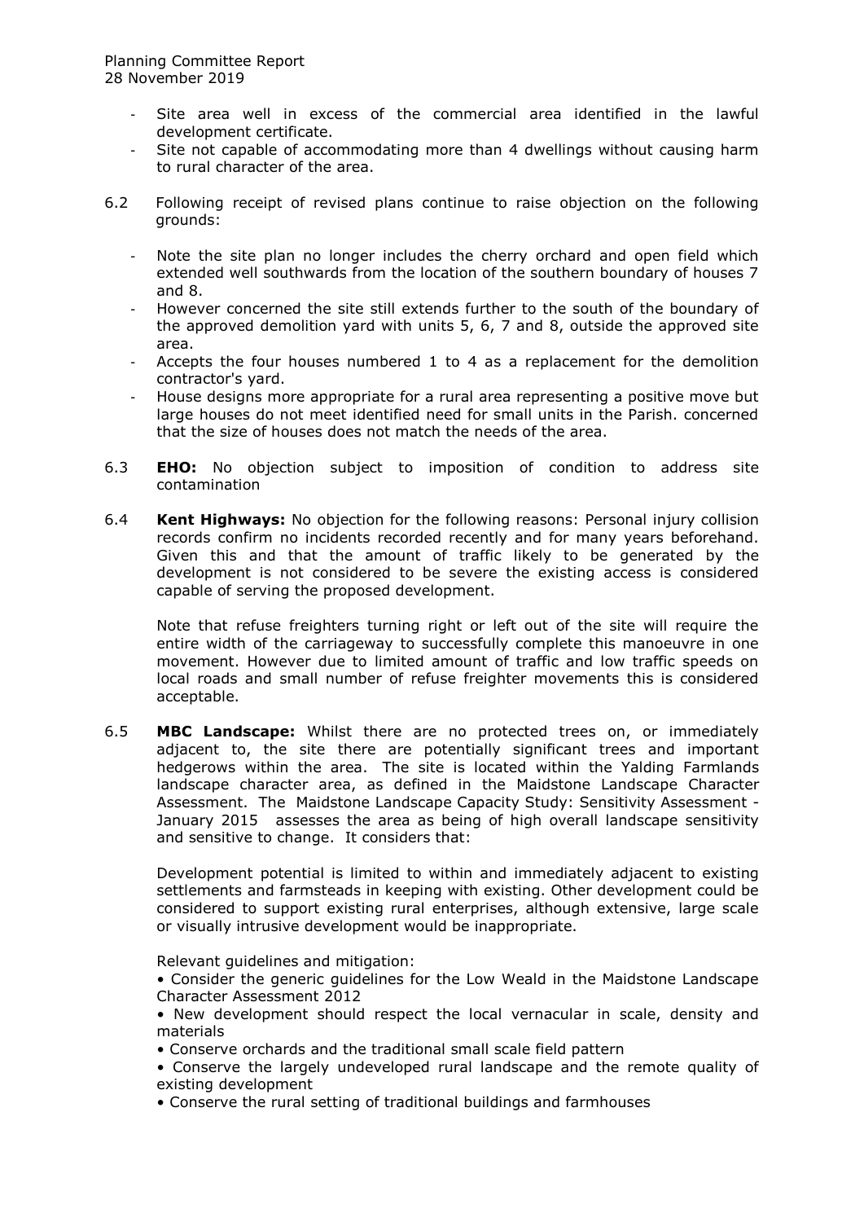- Site area well in excess of the commercial area identified in the lawful development certificate.
- Site not capable of accommodating more than 4 dwellings without causing harm to rural character of the area.

6.2 Following receipt of revised plans continue to raise objection on the following grounds:

- Note the site plan no longer includes the cherry orchard and open field which extended well southwards from the location of the southern boundary of houses 7 and 8.
- However concerned the site still extends further to the south of the boundary of the approved demolition yard with units 5, 6, 7 and 8, outside the approved site area.
- Accepts the four houses numbered 1 to 4 as a replacement for the demolition contractor's yard.
- House designs more appropriate for a rural area representing a positive move but large houses do not meet identified need for small units in the Parish. concerned that the size of houses does not match the needs of the area.

6.3 **EHO:** No objection subject to imposition of condition to address site contamination

6.4 **Kent Highways:** No objection for the following reasons: Personal injury collision records confirm no incidents recorded recently and for many years beforehand. Given this and that the amount of traffic likely to be generated by the development is not considered to be severe the existing access is considered capable of serving the proposed development.

Note that refuse freighters turning right or left out of the site will require the entire width of the carriageway to successfully complete this manoeuvre in one movement. However due to limited amount of traffic and low traffic speeds on local roads and small number of refuse freighter movements this is considered acceptable.

6.5 **MBC Landscape:** Whilst there are no protected trees on, or immediately adjacent to, the site there are potentially significant trees and important hedgerows within the area. The site is located within the Yalding Farmlands landscape character area, as defined in the Maidstone Landscape Character Assessment. The Maidstone Landscape Capacity Study: Sensitivity Assessment - January 2015 assesses the area as being of high overall landscape sensitivity and sensitive to change. It considers that:

Development potential is limited to within and immediately adjacent to existing settlements and farmsteads in keeping with existing. Other development could be considered to support existing rural enterprises, although extensive, large scale or visually intrusive development would be inappropriate.

Relevant guidelines and mitigation:

- Consider the generic guidelines for the Low Weald in the Maidstone Landscape Character Assessment 2012
- New development should respect the local vernacular in scale, density and materials
- Conserve orchards and the traditional small scale field pattern
- Conserve the largely undeveloped rural landscape and the remote quality of existing development
- Conserve the rural setting of traditional buildings and farmhouses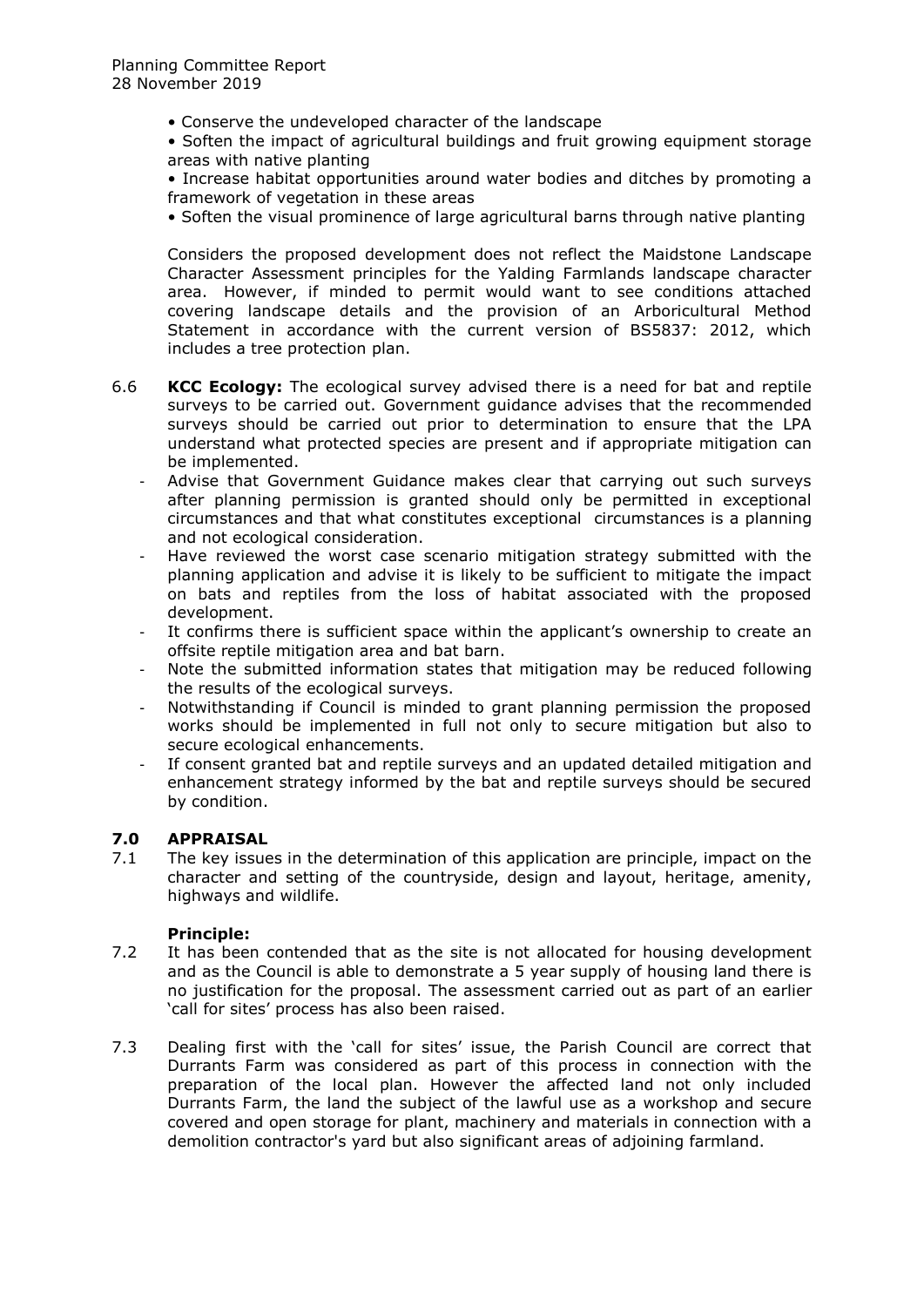- Conserve the undeveloped character of the landscape
- Soften the impact of agricultural buildings and fruit growing equipment storage areas with native planting
- Increase habitat opportunities around water bodies and ditches by promoting a framework of vegetation in these areas
- Soften the visual prominence of large agricultural barns through native planting

Considers the proposed development does not reflect the Maidstone Landscape Character Assessment principles for the Yalding Farmlands landscape character area. However, if minded to permit would want to see conditions attached covering landscape details and the provision of an Arboricultural Method Statement in accordance with the current version of BS5837: 2012, which includes a tree protection plan.

6.6 **KCC Ecology:** The ecological survey advised there is a need for bat and reptile surveys to be carried out. Government guidance advises that the recommended surveys should be carried out prior to determination to ensure that the LPA understand what protected species are present and if appropriate mitigation can be implemented.

- Advise that Government Guidance makes clear that carrying out such surveys after planning permission is granted should only be permitted in exceptional circumstances and that what constitutes exceptional circumstances is a planning and not ecological consideration.
- Have reviewed the worst case scenario mitigation strategy submitted with the planning application and advise it is likely to be sufficient to mitigate the impact on bats and reptiles from the loss of habitat associated with the proposed development.
- It confirms there is sufficient space within the applicant's ownership to create an offsite reptile mitigation area and bat barn.
- Note the submitted information states that mitigation may be reduced following the results of the ecological surveys.
- Notwithstanding if Council is minded to grant planning permission the proposed works should be implemented in full not only to secure mitigation but also to secure ecological enhancements.
- If consent granted bat and reptile surveys and an updated detailed mitigation and enhancement strategy informed by the bat and reptile surveys should be secured by condition.

## 7.0 APPRAISAL

7.1 The key issues in the determination of this application are principle, impact on the character and setting of the countryside, design and layout, heritage, amenity, highways and wildlife.

**Principle:**

7.2 It has been contended that as the site is not allocated for housing development and as the Council is able to demonstrate a 5 year supply of housing land there is no justification for the proposal. The assessment carried out as part of an earlier 'call for sites' process has also been raised.

7.3 Dealing first with the 'call for sites' issue, the Parish Council are correct that Durrants Farm was considered as part of this process in connection with the preparation of the local plan. However the affected land not only included Durrants Farm, the land the subject of the lawful use as a workshop and secure covered and open storage for plant, machinery and materials in connection with a demolition contractor's yard but also significant areas of adjoining farmland.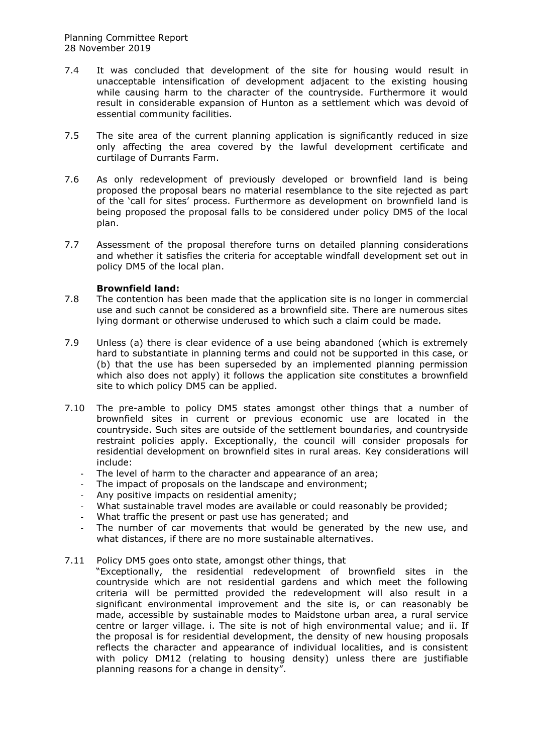7.4 It was concluded that development of the site for housing would result in unacceptable intensification of development adjacent to the existing housing while causing harm to the character of the countryside. Furthermore it would result in considerable expansion of Hunton as a settlement which was devoid of essential community facilities.

7.5 The site area of the current planning application is significantly reduced in size only affecting the area covered by the lawful development certificate and curtilage of Durrants Farm.

7.6 As only redevelopment of previously developed or brownfield land is being proposed the proposal bears no material resemblance to the site rejected as part of the 'call for sites' process. Furthermore as development on brownfield land is being proposed the proposal falls to be considered under policy DM5 of the local plan.

7.7 Assessment of the proposal therefore turns on detailed planning considerations and whether it satisfies the criteria for acceptable windfall development set out in policy DM5 of the local plan.

**Brownfield land:**

7.8 The contention has been made that the application site is no longer in commercial use and such cannot be considered as a brownfield site. There are numerous sites lying dormant or otherwise underused to which such a claim could be made.

7.9 Unless (a) there is clear evidence of a use being abandoned (which is extremely hard to substantiate in planning terms and could not be supported in this case, or (b) that the use has been superseded by an implemented planning permission which also does not apply) it follows the application site constitutes a brownfield site to which policy DM5 can be applied.

7.10 The pre-amble to policy DM5 states amongst other things that a number of brownfield sites in current or previous economic use are located in the countryside. Such sites are outside of the settlement boundaries, and countryside restraint policies apply. Exceptionally, the council will consider proposals for residential development on brownfield sites in rural areas. Key considerations will include:

- The level of harm to the character and appearance of an area;
- The impact of proposals on the landscape and environment;
- Any positive impacts on residential amenity;
- What sustainable travel modes are available or could reasonably be provided;
- What traffic the present or past use has generated; and
- The number of car movements that would be generated by the new use, and what distances, if there are no more sustainable alternatives.

7.11 Policy DM5 goes onto state, amongst other things, that
"Exceptionally, the residential redevelopment of brownfield sites in the countryside which are not residential gardens and which meet the following criteria will be permitted provided the redevelopment will also result in a significant environmental improvement and the site is, or can reasonably be made, accessible by sustainable modes to Maidstone urban area, a rural service centre or larger village. i. The site is not of high environmental value; and ii. If the proposal is for residential development, the density of new housing proposals reflects the character and appearance of individual localities, and is consistent with policy DM12 (relating to housing density) unless there are justifiable planning reasons for a change in density".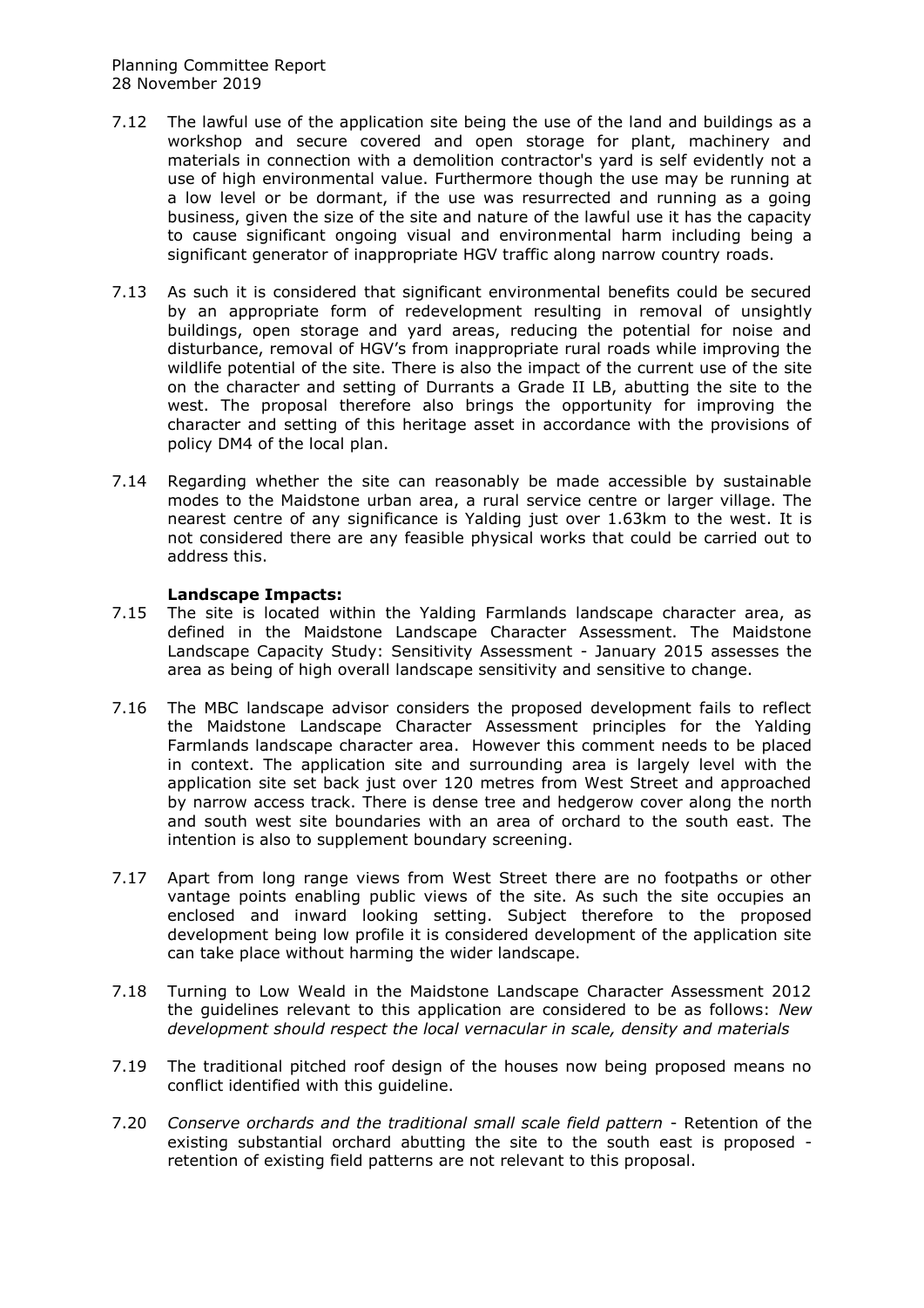7.12 The lawful use of the application site being the use of the land and buildings as a workshop and secure covered and open storage for plant, machinery and materials in connection with a demolition contractor's yard is self evidently not a use of high environmental value. Furthermore though the use may be running at a low level or be dormant, if the use was resurrected and running as a going business, given the size of the site and nature of the lawful use it has the capacity to cause significant ongoing visual and environmental harm including being a significant generator of inappropriate HGV traffic along narrow country roads.

7.13 As such it is considered that significant environmental benefits could be secured by an appropriate form of redevelopment resulting in removal of unsightly buildings, open storage and yard areas, reducing the potential for noise and disturbance, removal of HGV's from inappropriate rural roads while improving the wildlife potential of the site. There is also the impact of the current use of the site on the character and setting of Durrants a Grade II LB, abutting the site to the west. The proposal therefore also brings the opportunity for improving the character and setting of this heritage asset in accordance with the provisions of policy DM4 of the local plan.

7.14 Regarding whether the site can reasonably be made accessible by sustainable modes to the Maidstone urban area, a rural service centre or larger village. The nearest centre of any significance is Yalding just over 1.63km to the west. It is not considered there are any feasible physical works that could be carried out to address this.

**Landscape Impacts:**

7.15 The site is located within the Yalding Farmlands landscape character area, as defined in the Maidstone Landscape Character Assessment. The Maidstone Landscape Capacity Study: Sensitivity Assessment - January 2015 assesses the area as being of high overall landscape sensitivity and sensitive to change.

7.16 The MBC landscape advisor considers the proposed development fails to reflect the Maidstone Landscape Character Assessment principles for the Yalding Farmlands landscape character area. However this comment needs to be placed in context. The application site and surrounding area is largely level with the application site set back just over 120 metres from West Street and approached by narrow access track. There is dense tree and hedgerow cover along the north and south west site boundaries with an area of orchard to the south east. The intention is also to supplement boundary screening.

7.17 Apart from long range views from West Street there are no footpaths or other vantage points enabling public views of the site. As such the site occupies an enclosed and inward looking setting. Subject therefore to the proposed development being low profile it is considered development of the application site can take place without harming the wider landscape.

7.18 Turning to Low Weald in the Maidstone Landscape Character Assessment 2012 the guidelines relevant to this application are considered to be as follows: *New development should respect the local vernacular in scale, density and materials*

7.19 The traditional pitched roof design of the houses now being proposed means no conflict identified with this guideline.

7.20 *Conserve orchards and the traditional small scale field pattern* - Retention of the existing substantial orchard abutting the site to the south east is proposed - retention of existing field patterns are not relevant to this proposal.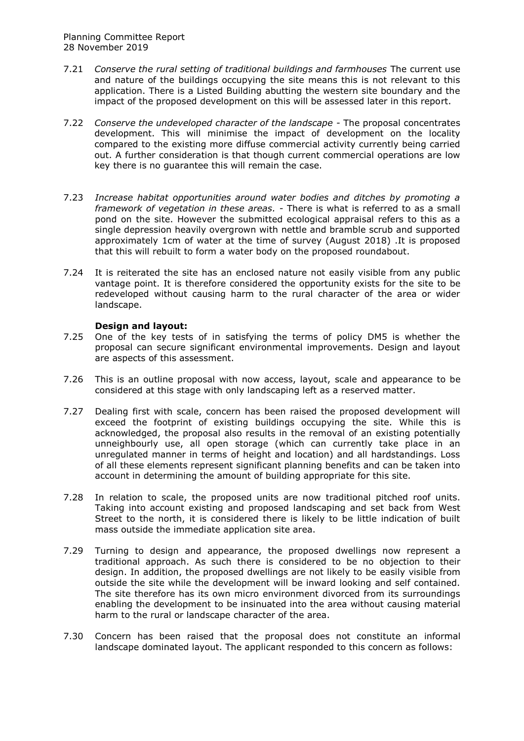7.21 *Conserve the rural setting of traditional buildings and farmhouses* The current use and nature of the buildings occupying the site means this is not relevant to this application. There is a Listed Building abutting the western site boundary and the impact of the proposed development on this will be assessed later in this report.

7.22 *Conserve the undeveloped character of the landscape* - The proposal concentrates development. This will minimise the impact of development on the locality compared to the existing more diffuse commercial activity currently being carried out. A further consideration is that though current commercial operations are low key there is no guarantee this will remain the case.

7.23 *Increase habitat opportunities around water bodies and ditches by promoting a framework of vegetation in these areas.* - There is what is referred to as a small pond on the site. However the submitted ecological appraisal refers to this as a single depression heavily overgrown with nettle and bramble scrub and supported approximately 1cm of water at the time of survey (August 2018) .It is proposed that this will rebuilt to form a water body on the proposed roundabout.

7.24 It is reiterated the site has an enclosed nature not easily visible from any public vantage point. It is therefore considered the opportunity exists for the site to be redeveloped without causing harm to the rural character of the area or wider landscape.

**Design and layout:**

7.25 One of the key tests of in satisfying the terms of policy DM5 is whether the proposal can secure significant environmental improvements. Design and layout are aspects of this assessment.

7.26 This is an outline proposal with now access, layout, scale and appearance to be considered at this stage with only landscaping left as a reserved matter.

7.27 Dealing first with scale, concern has been raised the proposed development will exceed the footprint of existing buildings occupying the site. While this is acknowledged, the proposal also results in the removal of an existing potentially unneighbourly use, all open storage (which can currently take place in an unregulated manner in terms of height and location) and all hardstandings. Loss of all these elements represent significant planning benefits and can be taken into account in determining the amount of building appropriate for this site.

7.28 In relation to scale, the proposed units are now traditional pitched roof units. Taking into account existing and proposed landscaping and set back from West Street to the north, it is considered there is likely to be little indication of built mass outside the immediate application site area.

7.29 Turning to design and appearance, the proposed dwellings now represent a traditional approach. As such there is considered to be no objection to their design. In addition, the proposed dwellings are not likely to be easily visible from outside the site while the development will be inward looking and self contained. The site therefore has its own micro environment divorced from its surroundings enabling the development to be insinuated into the area without causing material harm to the rural or landscape character of the area.

7.30 Concern has been raised that the proposal does not constitute an informal landscape dominated layout. The applicant responded to this concern as follows: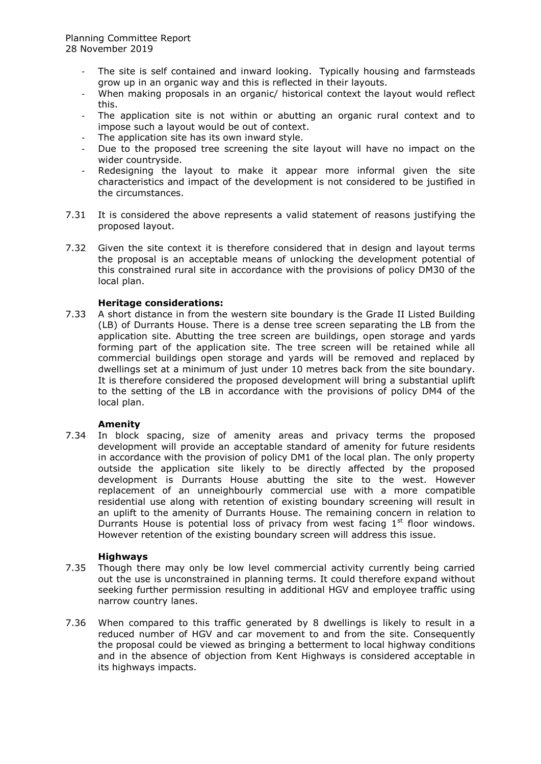- The site is self contained and inward looking. Typically housing and farmsteads grow up in an organic way and this is reflected in their layouts.
- When making proposals in an organic/ historical context the layout would reflect this.
- The application site is not within or abutting an organic rural context and to impose such a layout would be out of context.
- The application site has its own inward style.
- Due to the proposed tree screening the site layout will have no impact on the wider countryside.
- Redesigning the layout to make it appear more informal given the site characteristics and impact of the development is not considered to be justified in the circumstances.

7.31 It is considered the above represents a valid statement of reasons justifying the proposed layout.

7.32 Given the site context it is therefore considered that in design and layout terms the proposal is an acceptable means of unlocking the development potential of this constrained rural site in accordance with the provisions of policy DM30 of the local plan.

**Heritage considerations:**

7.33 A short distance in from the western site boundary is the Grade II Listed Building (LB) of Durrants House. There is a dense tree screen separating the LB from the application site. Abutting the tree screen are buildings, open storage and yards forming part of the application site. The tree screen will be retained while all commercial buildings open storage and yards will be removed and replaced by dwellings set at a minimum of just under 10 metres back from the site boundary. It is therefore considered the proposed development will bring a substantial uplift to the setting of the LB in accordance with the provisions of policy DM4 of the local plan.

**Amenity**

7.34 In block spacing, size of amenity areas and privacy terms the proposed development will provide an acceptable standard of amenity for future residents in accordance with the provision of policy DM1 of the local plan. The only property outside the application site likely to be directly affected by the proposed development is Durrants House abutting the site to the west. However replacement of an unneighbourly commercial use with a more compatible residential use along with retention of existing boundary screening will result in an uplift to the amenity of Durrants House. The remaining concern in relation to Durrants House is potential loss of privacy from west facing 1st floor windows. However retention of the existing boundary screen will address this issue.

**Highways**

7.35 Though there may only be low level commercial activity currently being carried out the use is unconstrained in planning terms. It could therefore expand without seeking further permission resulting in additional HGV and employee traffic using narrow country lanes.

7.36 When compared to this traffic generated by 8 dwellings is likely to result in a reduced number of HGV and car movement to and from the site. Consequently the proposal could be viewed as bringing a betterment to local highway conditions and in the absence of objection from Kent Highways is considered acceptable in its highways impacts.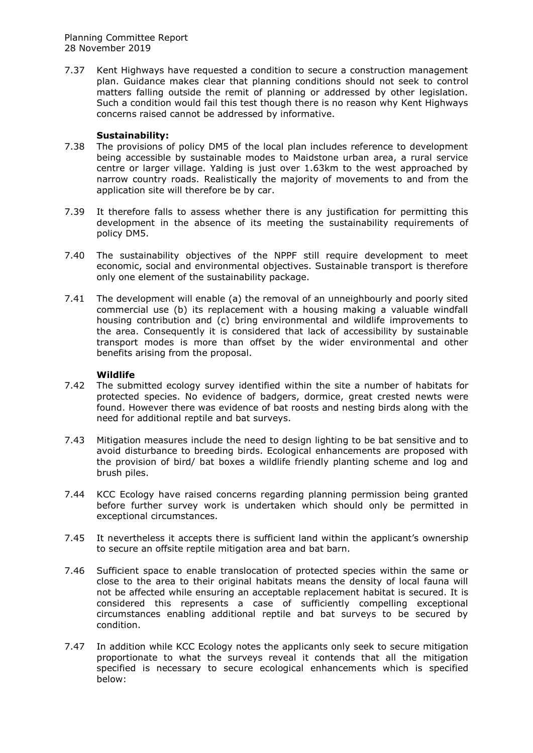7.37 Kent Highways have requested a condition to secure a construction management plan. Guidance makes clear that planning conditions should not seek to control matters falling outside the remit of planning or addressed by other legislation. Such a condition would fail this test though there is no reason why Kent Highways concerns raised cannot be addressed by informative.

**Sustainability:**

7.38 The provisions of policy DM5 of the local plan includes reference to development being accessible by sustainable modes to Maidstone urban area, a rural service centre or larger village. Yalding is just over 1.63km to the west approached by narrow country roads. Realistically the majority of movements to and from the application site will therefore be by car.

7.39 It therefore falls to assess whether there is any justification for permitting this development in the absence of its meeting the sustainability requirements of policy DM5.

7.40 The sustainability objectives of the NPPF still require development to meet economic, social and environmental objectives. Sustainable transport is therefore only one element of the sustainability package.

7.41 The development will enable (a) the removal of an unneighbourly and poorly sited commercial use (b) its replacement with a housing making a valuable windfall housing contribution and (c) bring environmental and wildlife improvements to the area. Consequently it is considered that lack of accessibility by sustainable transport modes is more than offset by the wider environmental and other benefits arising from the proposal.

**Wildlife**

7.42 The submitted ecology survey identified within the site a number of habitats for protected species. No evidence of badgers, dormice, great crested newts were found. However there was evidence of bat roosts and nesting birds along with the need for additional reptile and bat surveys.

7.43 Mitigation measures include the need to design lighting to be bat sensitive and to avoid disturbance to breeding birds. Ecological enhancements are proposed with the provision of bird/ bat boxes a wildlife friendly planting scheme and log and brush piles.

7.44 KCC Ecology have raised concerns regarding planning permission being granted before further survey work is undertaken which should only be permitted in exceptional circumstances.

7.45 It nevertheless it accepts there is sufficient land within the applicant's ownership to secure an offsite reptile mitigation area and bat barn.

7.46 Sufficient space to enable translocation of protected species within the same or close to the area to their original habitats means the density of local fauna will not be affected while ensuring an acceptable replacement habitat is secured. It is considered this represents a case of sufficiently compelling exceptional circumstances enabling additional reptile and bat surveys to be secured by condition.

7.47 In addition while KCC Ecology notes the applicants only seek to secure mitigation proportionate to what the surveys reveal it contends that all the mitigation specified is necessary to secure ecological enhancements which is specified below: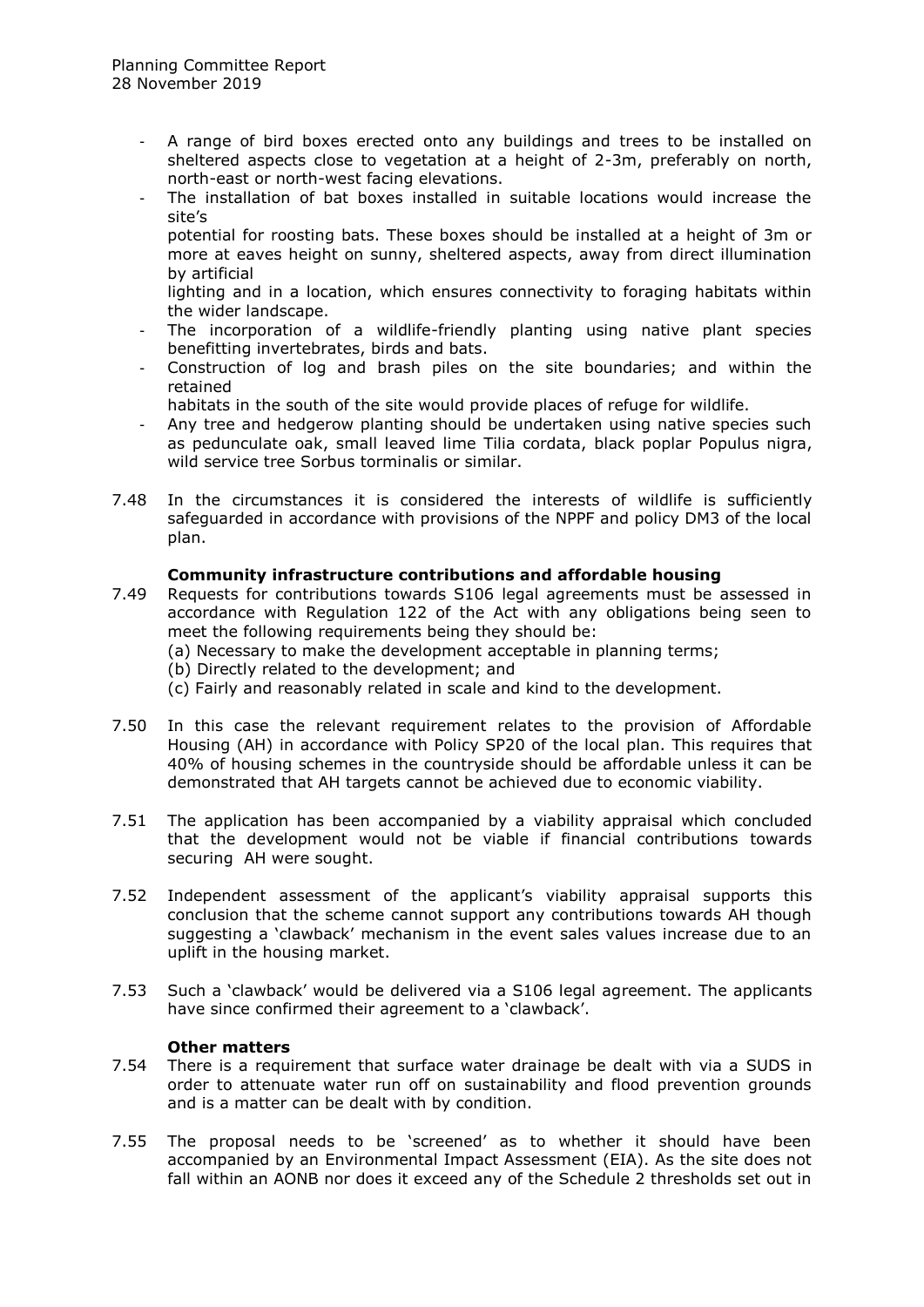- A range of bird boxes erected onto any buildings and trees to be installed on sheltered aspects close to vegetation at a height of 2-3m, preferably on north, north-east or north-west facing elevations.
- The installation of bat boxes installed in suitable locations would increase the site's potential for roosting bats. These boxes should be installed at a height of 3m or more at eaves height on sunny, sheltered aspects, away from direct illumination by artificial lighting and in a location, which ensures connectivity to foraging habitats within the wider landscape.
- The incorporation of a wildlife-friendly planting using native plant species benefitting invertebrates, birds and bats.
- Construction of log and brash piles on the site boundaries; and within the retained habitats in the south of the site would provide places of refuge for wildlife.
- Any tree and hedgerow planting should be undertaken using native species such as pedunculate oak, small leaved lime Tilia cordata, black poplar Populus nigra, wild service tree Sorbus torminalis or similar.

7.48 In the circumstances it is considered the interests of wildlife is sufficiently safeguarded in accordance with provisions of the NPPF and policy DM3 of the local plan.

**Community infrastructure contributions and affordable housing**

7.49 Requests for contributions towards S106 legal agreements must be assessed in accordance with Regulation 122 of the Act with any obligations being seen to meet the following requirements being they should be:
(a) Necessary to make the development acceptable in planning terms;
(b) Directly related to the development; and
(c) Fairly and reasonably related in scale and kind to the development.

7.50 In this case the relevant requirement relates to the provision of Affordable Housing (AH) in accordance with Policy SP20 of the local plan. This requires that 40% of housing schemes in the countryside should be affordable unless it can be demonstrated that AH targets cannot be achieved due to economic viability.

7.51 The application has been accompanied by a viability appraisal which concluded that the development would not be viable if financial contributions towards securing AH were sought.

7.52 Independent assessment of the applicant's viability appraisal supports this conclusion that the scheme cannot support any contributions towards AH though suggesting a 'clawback' mechanism in the event sales values increase due to an uplift in the housing market.

7.53 Such a 'clawback' would be delivered via a S106 legal agreement. The applicants have since confirmed their agreement to a 'clawback'.

**Other matters**

7.54 There is a requirement that surface water drainage be dealt with via a SUDS in order to attenuate water run off on sustainability and flood prevention grounds and is a matter can be dealt with by condition.

7.55 The proposal needs to be 'screened' as to whether it should have been accompanied by an Environmental Impact Assessment (EIA). As the site does not fall within an AONB nor does it exceed any of the Schedule 2 thresholds set out in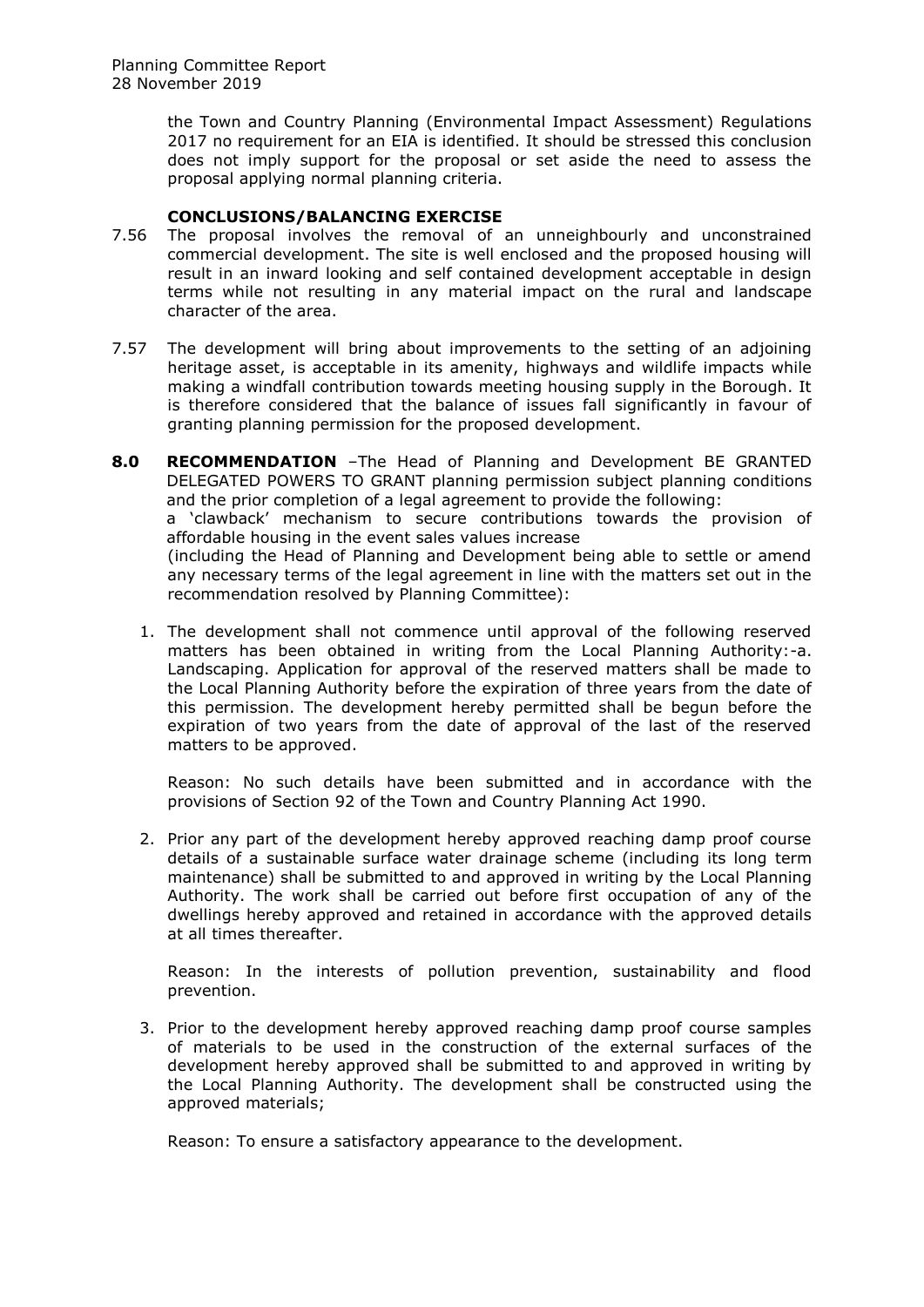the Town and Country Planning (Environmental Impact Assessment) Regulations 2017 no requirement for an EIA is identified. It should be stressed this conclusion does not imply support for the proposal or set aside the need to assess the proposal applying normal planning criteria.

### CONCLUSIONS/BALANCING EXERCISE

7.56 The proposal involves the removal of an unneighbourly and unconstrained commercial development. The site is well enclosed and the proposed housing will result in an inward looking and self contained development acceptable in design terms while not resulting in any material impact on the rural and landscape character of the area.

7.57 The development will bring about improvements to the setting of an adjoining heritage asset, is acceptable in its amenity, highways and wildlife impacts while making a windfall contribution towards meeting housing supply in the Borough. It is therefore considered that the balance of issues fall significantly in favour of granting planning permission for the proposed development.

**8.0 RECOMMENDATION** –The Head of Planning and Development BE GRANTED DELEGATED POWERS TO GRANT planning permission subject planning conditions and the prior completion of a legal agreement to provide the following:
a 'clawback' mechanism to secure contributions towards the provision of affordable housing in the event sales values increase
(including the Head of Planning and Development being able to settle or amend any necessary terms of the legal agreement in line with the matters set out in the recommendation resolved by Planning Committee):

1. The development shall not commence until approval of the following reserved matters has been obtained in writing from the Local Planning Authority:-a. Landscaping. Application for approval of the reserved matters shall be made to the Local Planning Authority before the expiration of three years from the date of this permission. The development hereby permitted shall be begun before the expiration of two years from the date of approval of the last of the reserved matters to be approved.

   Reason: No such details have been submitted and in accordance with the provisions of Section 92 of the Town and Country Planning Act 1990.

2. Prior any part of the development hereby approved reaching damp proof course details of a sustainable surface water drainage scheme (including its long term maintenance) shall be submitted to and approved in writing by the Local Planning Authority. The work shall be carried out before first occupation of any of the dwellings hereby approved and retained in accordance with the approved details at all times thereafter.

   Reason: In the interests of pollution prevention, sustainability and flood prevention.

3. Prior to the development hereby approved reaching damp proof course samples of materials to be used in the construction of the external surfaces of the development hereby approved shall be submitted to and approved in writing by the Local Planning Authority. The development shall be constructed using the approved materials;

   Reason: To ensure a satisfactory appearance to the development.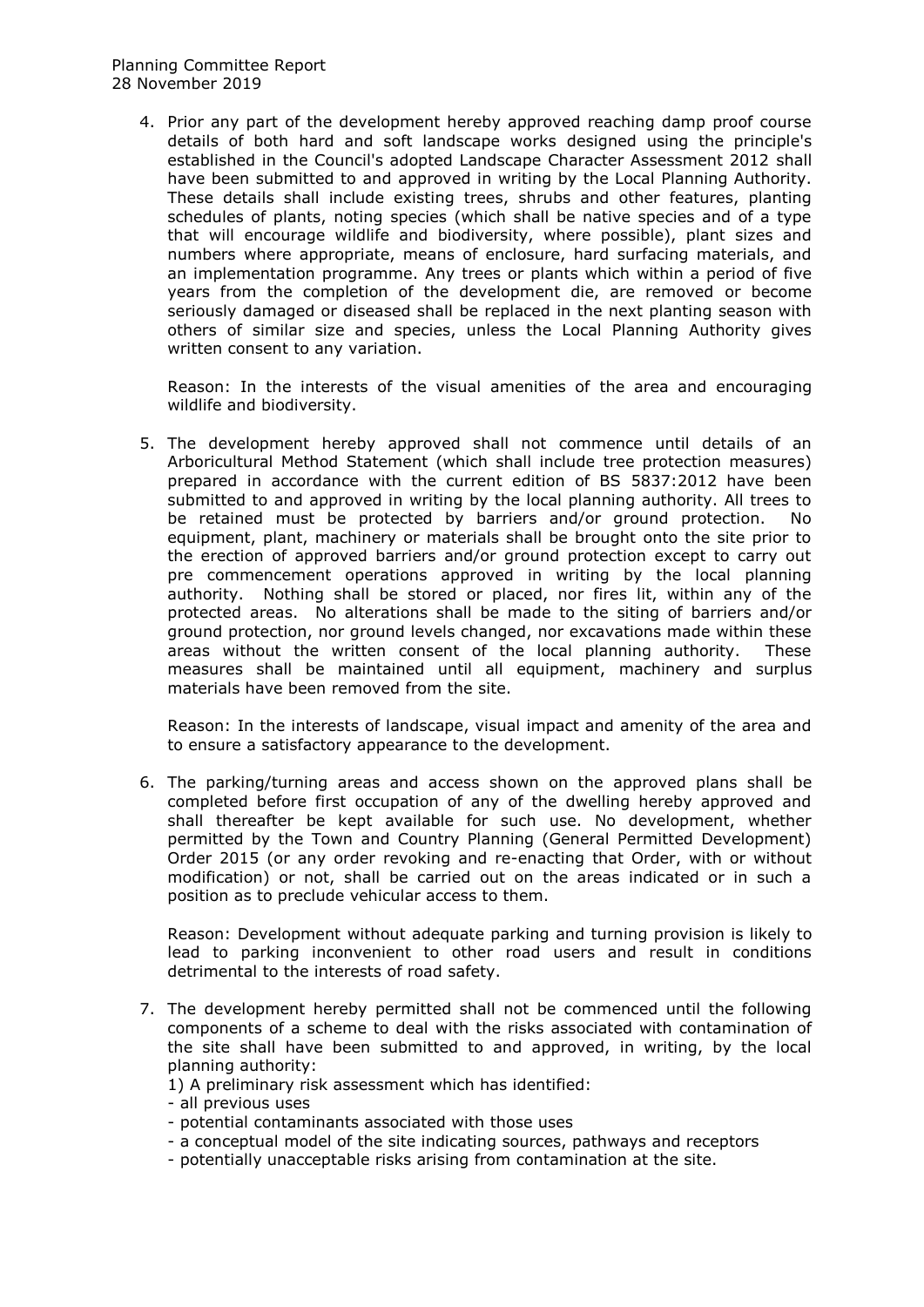4. Prior any part of the development hereby approved reaching damp proof course details of both hard and soft landscape works designed using the principle's established in the Council's adopted Landscape Character Assessment 2012 shall have been submitted to and approved in writing by the Local Planning Authority. These details shall include existing trees, shrubs and other features, planting schedules of plants, noting species (which shall be native species and of a type that will encourage wildlife and biodiversity, where possible), plant sizes and numbers where appropriate, means of enclosure, hard surfacing materials, and an implementation programme. Any trees or plants which within a period of five years from the completion of the development die, are removed or become seriously damaged or diseased shall be replaced in the next planting season with others of similar size and species, unless the Local Planning Authority gives written consent to any variation.

   Reason: In the interests of the visual amenities of the area and encouraging wildlife and biodiversity.

5. The development hereby approved shall not commence until details of an Arboricultural Method Statement (which shall include tree protection measures) prepared in accordance with the current edition of BS 5837:2012 have been submitted to and approved in writing by the local planning authority. All trees to be retained must be protected by barriers and/or ground protection. No equipment, plant, machinery or materials shall be brought onto the site prior to the erection of approved barriers and/or ground protection except to carry out pre commencement operations approved in writing by the local planning authority. Nothing shall be stored or placed, nor fires lit, within any of the protected areas. No alterations shall be made to the siting of barriers and/or ground protection, nor ground levels changed, nor excavations made within these areas without the written consent of the local planning authority. These measures shall be maintained until all equipment, machinery and surplus materials have been removed from the site.

   Reason: In the interests of landscape, visual impact and amenity of the area and to ensure a satisfactory appearance to the development.

6. The parking/turning areas and access shown on the approved plans shall be completed before first occupation of any of the dwelling hereby approved and shall thereafter be kept available for such use. No development, whether permitted by the Town and Country Planning (General Permitted Development) Order 2015 (or any order revoking and re-enacting that Order, with or without modification) or not, shall be carried out on the areas indicated or in such a position as to preclude vehicular access to them.

   Reason: Development without adequate parking and turning provision is likely to lead to parking inconvenient to other road users and result in conditions detrimental to the interests of road safety.

7. The development hereby permitted shall not be commenced until the following components of a scheme to deal with the risks associated with contamination of the site shall have been submitted to and approved, in writing, by the local planning authority:

   1) A preliminary risk assessment which has identified:
   - all previous uses
   - potential contaminants associated with those uses
   - a conceptual model of the site indicating sources, pathways and receptors
   - potentially unacceptable risks arising from contamination at the site.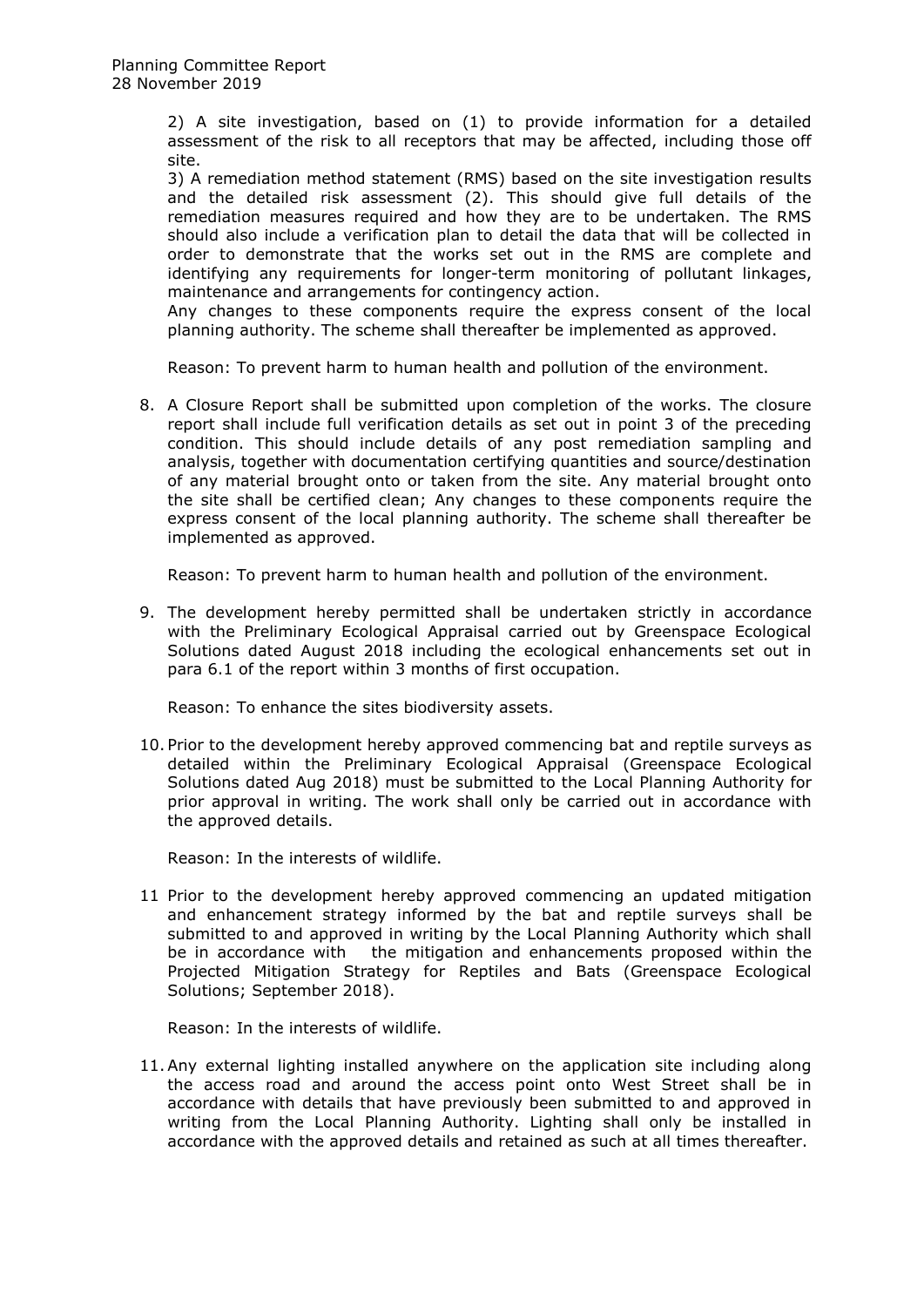2) A site investigation, based on (1) to provide information for a detailed assessment of the risk to all receptors that may be affected, including those off site.

3) A remediation method statement (RMS) based on the site investigation results and the detailed risk assessment (2). This should give full details of the remediation measures required and how they are to be undertaken. The RMS should also include a verification plan to detail the data that will be collected in order to demonstrate that the works set out in the RMS are complete and identifying any requirements for longer-term monitoring of pollutant linkages, maintenance and arrangements for contingency action.

Any changes to these components require the express consent of the local planning authority. The scheme shall thereafter be implemented as approved.

Reason: To prevent harm to human health and pollution of the environment.

8. A Closure Report shall be submitted upon completion of the works. The closure report shall include full verification details as set out in point 3 of the preceding condition. This should include details of any post remediation sampling and analysis, together with documentation certifying quantities and source/destination of any material brought onto or taken from the site. Any material brought onto the site shall be certified clean; Any changes to these components require the express consent of the local planning authority. The scheme shall thereafter be implemented as approved.

   Reason: To prevent harm to human health and pollution of the environment.

9. The development hereby permitted shall be undertaken strictly in accordance with the Preliminary Ecological Appraisal carried out by Greenspace Ecological Solutions dated August 2018 including the ecological enhancements set out in para 6.1 of the report within 3 months of first occupation.

   Reason: To enhance the sites biodiversity assets.

10. Prior to the development hereby approved commencing bat and reptile surveys as detailed within the Preliminary Ecological Appraisal (Greenspace Ecological Solutions dated Aug 2018) must be submitted to the Local Planning Authority for prior approval in writing. The work shall only be carried out in accordance with the approved details.

    Reason: In the interests of wildlife.

11 Prior to the development hereby approved commencing an updated mitigation and enhancement strategy informed by the bat and reptile surveys shall be submitted to and approved in writing by the Local Planning Authority which shall be in accordance with the mitigation and enhancements proposed within the Projected Mitigation Strategy for Reptiles and Bats (Greenspace Ecological Solutions; September 2018).

   Reason: In the interests of wildlife.

11. Any external lighting installed anywhere on the application site including along the access road and around the access point onto West Street shall be in accordance with details that have previously been submitted to and approved in writing from the Local Planning Authority. Lighting shall only be installed in accordance with the approved details and retained as such at all times thereafter.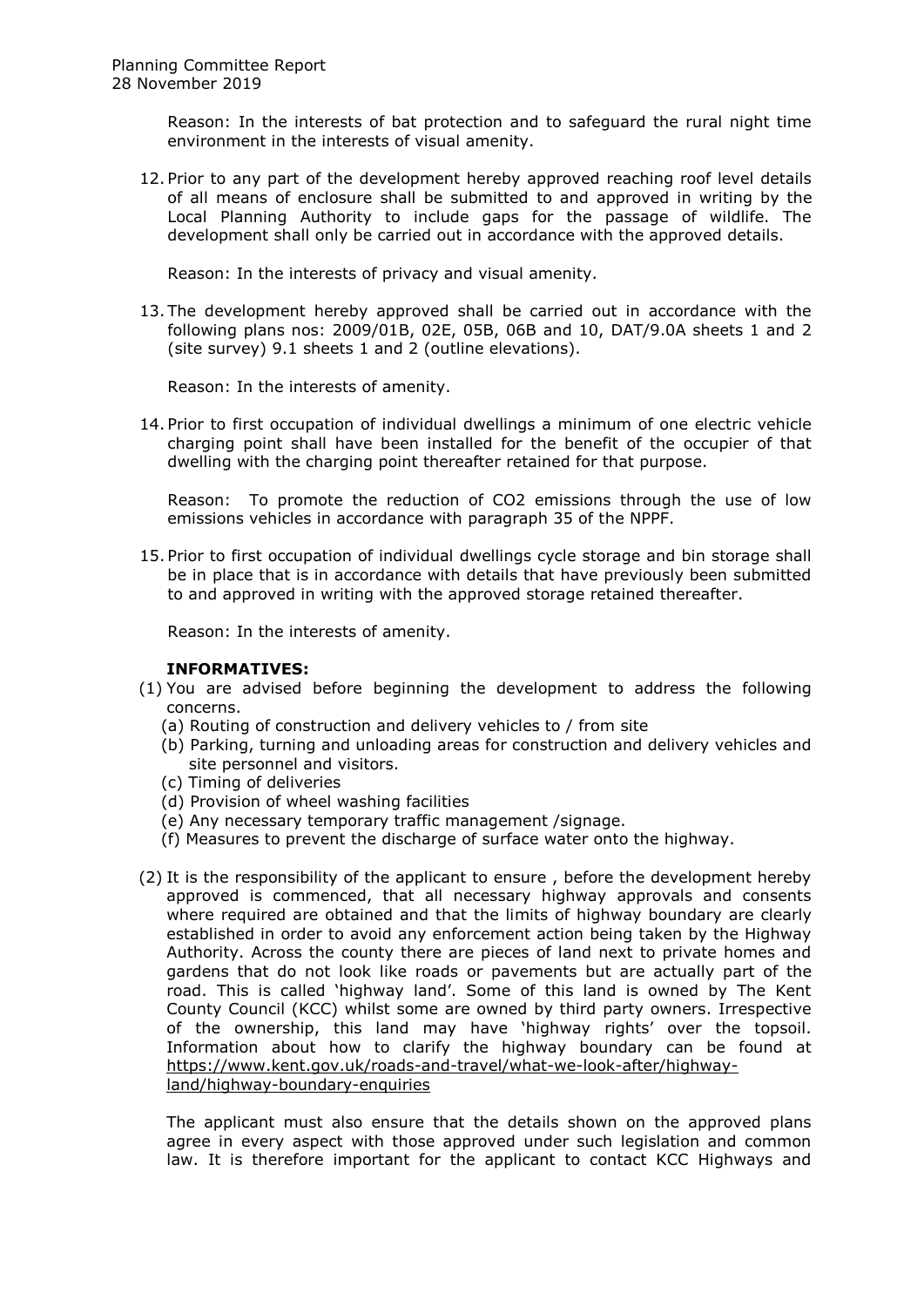Reason: In the interests of bat protection and to safeguard the rural night time environment in the interests of visual amenity.

12. Prior to any part of the development hereby approved reaching roof level details of all means of enclosure shall be submitted to and approved in writing by the Local Planning Authority to include gaps for the passage of wildlife. The development shall only be carried out in accordance with the approved details.

    Reason: In the interests of privacy and visual amenity.

13. The development hereby approved shall be carried out in accordance with the following plans nos: 2009/01B, 02E, 05B, 06B and 10, DAT/9.0A sheets 1 and 2 (site survey) 9.1 sheets 1 and 2 (outline elevations).

    Reason: In the interests of amenity.

14. Prior to first occupation of individual dwellings a minimum of one electric vehicle charging point shall have been installed for the benefit of the occupier of that dwelling with the charging point thereafter retained for that purpose.

    Reason: To promote the reduction of $CO_2$ emissions through the use of low emissions vehicles in accordance with paragraph 35 of the NPPF.

15. Prior to first occupation of individual dwellings cycle storage and bin storage shall be in place that is in accordance with details that have previously been submitted to and approved in writing with the approved storage retained thereafter.

    Reason: In the interests of amenity.

**INFORMATIVES:**

(1) You are advised before beginning the development to address the following concerns.
   (a) Routing of construction and delivery vehicles to / from site
   (b) Parking, turning and unloading areas for construction and delivery vehicles and site personnel and visitors.
   (c) Timing of deliveries
   (d) Provision of wheel washing facilities
   (e) Any necessary temporary traffic management /signage.
   (f) Measures to prevent the discharge of surface water onto the highway.

(2) It is the responsibility of the applicant to ensure , before the development hereby approved is commenced, that all necessary highway approvals and consents where required are obtained and that the limits of highway boundary are clearly established in order to avoid any enforcement action being taken by the Highway Authority. Across the county there are pieces of land next to private homes and gardens that do not look like roads or pavements but are actually part of the road. This is called 'highway land'. Some of this land is owned by The Kent County Council (KCC) whilst some are owned by third party owners. Irrespective of the ownership, this land may have 'highway rights' over the topsoil. Information about how to clarify the highway boundary can be found at https://www.kent.gov.uk/roads-and-travel/what-we-look-after/highway-land/highway-boundary-enquiries

    The applicant must also ensure that the details shown on the approved plans agree in every aspect with those approved under such legislation and common law. It is therefore important for the applicant to contact KCC Highways and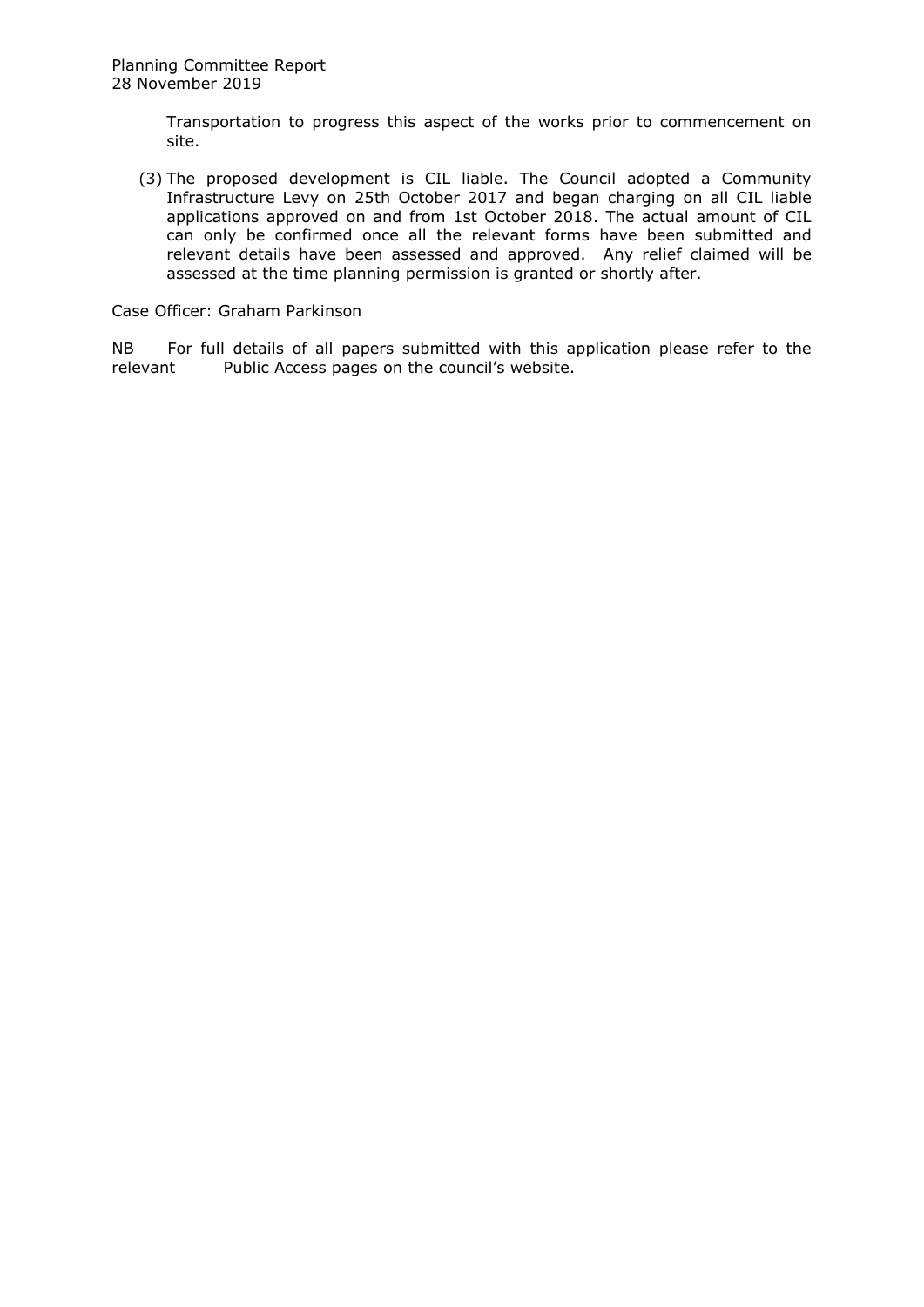Transportation to progress this aspect of the works prior to commencement on site.

(3) The proposed development is CIL liable. The Council adopted a Community Infrastructure Levy on 25th October 2017 and began charging on all CIL liable applications approved on and from 1st October 2018. The actual amount of CIL can only be confirmed once all the relevant forms have been submitted and relevant details have been assessed and approved. Any relief claimed will be assessed at the time planning permission is granted or shortly after.

Case Officer: Graham Parkinson

NB For full details of all papers submitted with this application please refer to the relevant Public Access pages on the council's website.